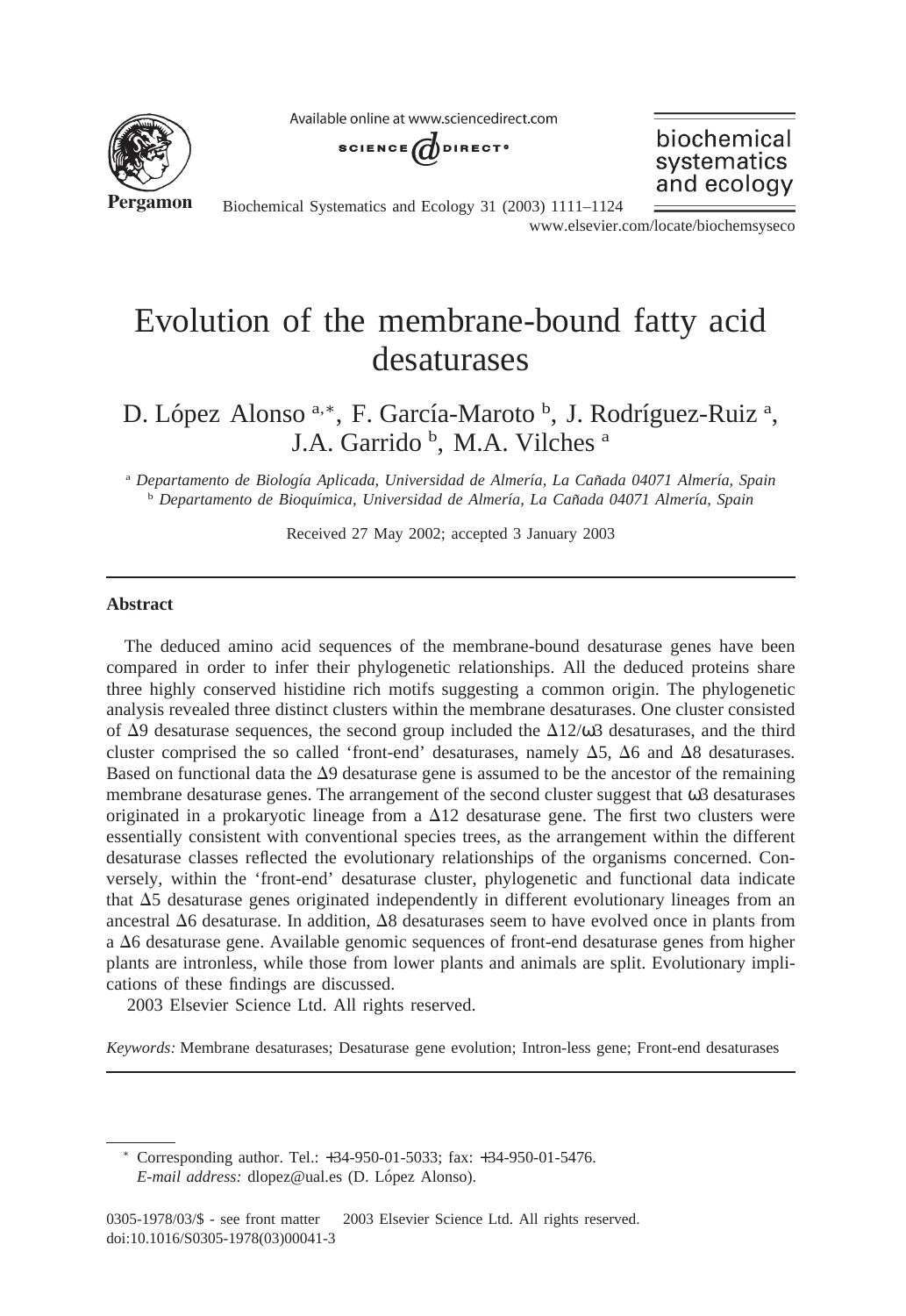# Evolution of the membrane-bound fatty acid desaturases

D. López Alonso [a,*], F. García-Maroto [b], J. Rodríguez-Ruiz [a], J.A. Garrido [b], M.A. Vilches [a]

[a] *Departamento de Biología Aplicada, Universidad de Almería, La Cañada 04071 Almería, Spain*
[b] *Departamento de Bioquímica, Universidad de Almería, La Cañada 04071 Almería, Spain*

Received 27 May 2002; accepted 3 January 2003

## Abstract

The deduced amino acid sequences of the membrane-bound desaturase genes have been compared in order to infer their phylogenetic relationships. All the deduced proteins share three highly conserved histidine rich motifs suggesting a common origin. The phylogenetic analysis revealed three distinct clusters within the membrane desaturases. One cluster consisted of Δ9 desaturase sequences, the second group included the Δ12/ω3 desaturases, and the third cluster comprised the so called 'front-end' desaturases, namely Δ5, Δ6 and Δ8 desaturases. Based on functional data the Δ9 desaturase gene is assumed to be the ancestor of the remaining membrane desaturase genes. The arrangement of the second cluster suggest that ω3 desaturases originated in a prokaryotic lineage from a Δ12 desaturase gene. The first two clusters were essentially consistent with conventional species trees, as the arrangement within the different desaturase classes reflected the evolutionary relationships of the organisms concerned. Conversely, within the 'front-end' desaturase cluster, phylogenetic and functional data indicate that Δ5 desaturase genes originated independently in different evolutionary lineages from an ancestral Δ6 desaturase. In addition, Δ8 desaturases seem to have evolved once in plants from a Δ6 desaturase gene. Available genomic sequences of front-end desaturase genes from higher plants are intronless, while those from lower plants and animals are split. Evolutionary implications of these findings are discussed.

2003 Elsevier Science Ltd. All rights reserved.

*Keywords:* Membrane desaturases; Desaturase gene evolution; Intron-less gene; Front-end desaturases

---

\* Corresponding author. Tel.: +34-950-01-5033; fax: +34-950-01-5476.
*E-mail address:* dlopez@ual.es (D. López Alonso).

0305-1978/03/$ - see front matter 2003 Elsevier Science Ltd. All rights reserved.
doi:10.1016/S0305-1978(03)00041-3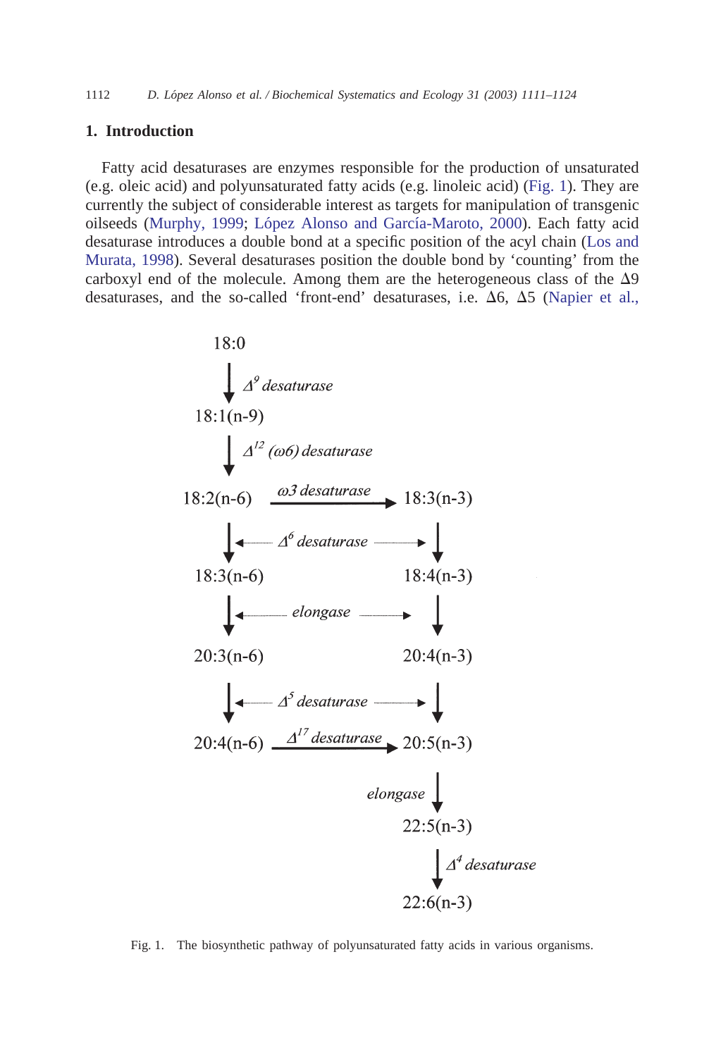## 1. Introduction

Fatty acid desaturases are enzymes responsible for the production of unsaturated (e.g. oleic acid) and polyunsaturated fatty acids (e.g. linoleic acid) (Fig. 1). They are currently the subject of considerable interest as targets for manipulation of transgenic oilseeds (Murphy, 1999; López Alonso and García-Maroto, 2000). Each fatty acid desaturase introduces a double bond at a specific position of the acyl chain (Los and Murata, 1998). Several desaturases position the double bond by 'counting' from the carboxyl end of the molecule. Among them are the heterogeneous class of the Δ9 desaturases, and the so-called 'front-end' desaturases, i.e. Δ6, Δ5 (Napier et al.,

```
18:0
  |  Δ9 desaturase
  v
18:1(n-9)
  |  Δ12 (ω6) desaturase
  v
18:2(n-6) ----ω3 desaturase----> 18:3(n-3)
  |                                 |
  |  <------ Δ6 desaturase ------>  |
  v                                 v
18:3(n-6)                        18:4(n-3)
  |  <-------- elongase -------->   |
  v                                 v
20:3(n-6)                        20:4(n-3)
  |  <------ Δ5 desaturase ------>  |
  v                                 v
20:4(n-6) ----Δ17 desaturase---> 20:5(n-3)
                                    |  elongase
                                    v
                                 22:5(n-3)
                                    |  Δ4 desaturase
                                    v
                                 22:6(n-3)
```

Fig. 1. The biosynthetic pathway of polyunsaturated fatty acids in various organisms.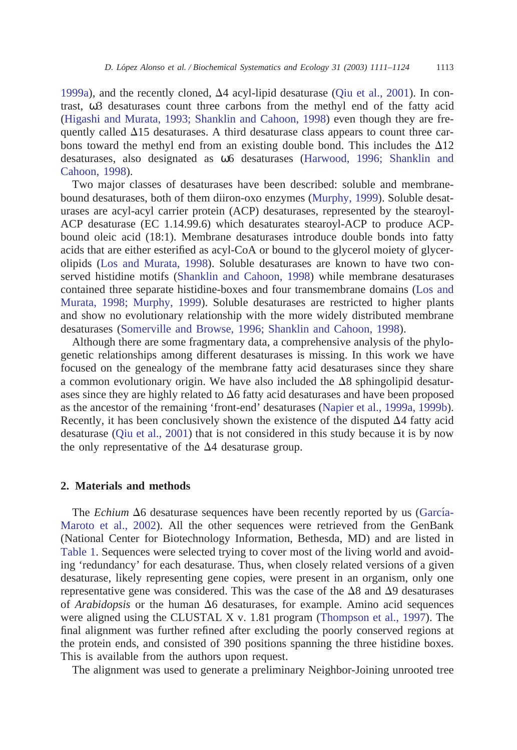1999a), and the recently cloned, Δ4 acyl-lipid desaturase (Qiu et al., 2001). In contrast, ω3 desaturases count three carbons from the methyl end of the fatty acid (Higashi and Murata, 1993; Shanklin and Cahoon, 1998) even though they are frequently called Δ15 desaturases. A third desaturase class appears to count three carbons toward the methyl end from an existing double bond. This includes the Δ12 desaturases, also designated as ω6 desaturases (Harwood, 1996; Shanklin and Cahoon, 1998).

Two major classes of desaturases have been described: soluble and membrane-bound desaturases, both of them diiron-oxo enzymes (Murphy, 1999). Soluble desaturases are acyl-acyl carrier protein (ACP) desaturases, represented by the stearoyl-ACP desaturase (EC 1.14.99.6) which desaturates stearoyl-ACP to produce ACP-bound oleic acid (18:1). Membrane desaturases introduce double bonds into fatty acids that are either esterified as acyl-CoA or bound to the glycerol moiety of glycerolipids (Los and Murata, 1998). Soluble desaturases are known to have two conserved histidine motifs (Shanklin and Cahoon, 1998) while membrane desaturases contained three separate histidine-boxes and four transmembrane domains (Los and Murata, 1998; Murphy, 1999). Soluble desaturases are restricted to higher plants and show no evolutionary relationship with the more widely distributed membrane desaturases (Somerville and Browse, 1996; Shanklin and Cahoon, 1998).

Although there are some fragmentary data, a comprehensive analysis of the phylogenetic relationships among different desaturases is missing. In this work we have focused on the genealogy of the membrane fatty acid desaturases since they share a common evolutionary origin. We have also included the Δ8 sphingolipid desaturases since they are highly related to Δ6 fatty acid desaturases and have been proposed as the ancestor of the remaining 'front-end' desaturases (Napier et al., 1999a, 1999b). Recently, it has been conclusively shown the existence of the disputed Δ4 fatty acid desaturase (Qiu et al., 2001) that is not considered in this study because it is by now the only representative of the Δ4 desaturase group.

## 2. Materials and methods

The *Echium* Δ6 desaturase sequences have been recently reported by us (García-Maroto et al., 2002). All the other sequences were retrieved from the GenBank (National Center for Biotechnology Information, Bethesda, MD) and are listed in Table 1. Sequences were selected trying to cover most of the living world and avoiding 'redundancy' for each desaturase. Thus, when closely related versions of a given desaturase, likely representing gene copies, were present in an organism, only one representative gene was considered. This was the case of the Δ8 and Δ9 desaturases of *Arabidopsis* or the human Δ6 desaturases, for example. Amino acid sequences were aligned using the CLUSTAL X v. 1.81 program (Thompson et al., 1997). The final alignment was further refined after excluding the poorly conserved regions at the protein ends, and consisted of 390 positions spanning the three histidine boxes. This is available from the authors upon request.

The alignment was used to generate a preliminary Neighbor-Joining unrooted tree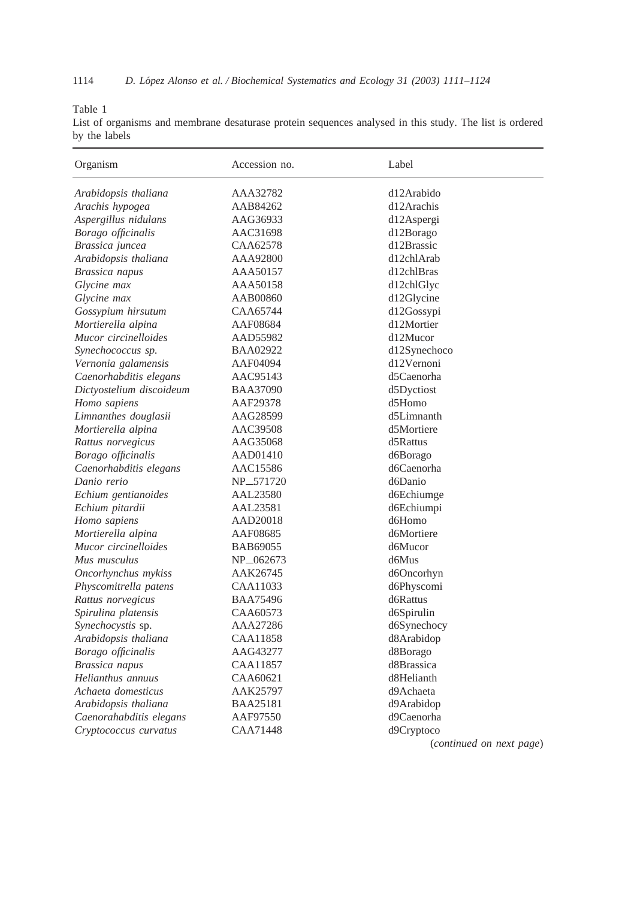Table 1

List of organisms and membrane desaturase protein sequences analysed in this study. The list is ordered by the labels

| Organism | Accession no. | Label |
|---|---|---|
| *Arabidopsis thaliana* | AAA32782 | d12Arabido |
| *Arachis hypogea* | AAB84262 | d12Arachis |
| *Aspergillus nidulans* | AAG36933 | d12Aspergi |
| *Borago officinalis* | AAC31698 | d12Borago |
| *Brassica juncea* | CAA62578 | d12Brassic |
| *Arabidopsis thaliana* | AAA92800 | d12chlArab |
| *Brassica napus* | AAA50157 | d12chlBras |
| *Glycine max* | AAA50158 | d12chlGlyc |
| *Glycine max* | AAB00860 | d12Glycine |
| *Gossypium hirsutum* | CAA65744 | d12Gossypi |
| *Mortierella alpina* | AAF08684 | d12Mortier |
| *Mucor circinelloides* | AAD55982 | d12Mucor |
| *Synechococcus sp.* | BAA02922 | d12Synechoco |
| *Vernonia galamensis* | AAF04094 | d12Vernoni |
| *Caenorhabditis elegans* | AAC95143 | d5Caenorha |
| *Dictyostelium discoideum* | BAA37090 | d5Dyctiost |
| *Homo sapiens* | AAF29378 | d5Homo |
| *Limnanthes douglasii* | AAG28599 | d5Limnanth |
| *Mortierella alpina* | AAC39508 | d5Mortiere |
| *Rattus norvegicus* | AAG35068 | d5Rattus |
| *Borago officinalis* | AAD01410 | d6Borago |
| *Caenorhabditis elegans* | AAC15586 | d6Caenorha |
| *Danio rerio* | NP_571720 | d6Danio |
| *Echium gentianoides* | AAL23580 | d6Echiumge |
| *Echium pitardii* | AAL23581 | d6Echiumpi |
| *Homo sapiens* | AAD20018 | d6Homo |
| *Mortierella alpina* | AAF08685 | d6Mortiere |
| *Mucor circinelloides* | BAB69055 | d6Mucor |
| *Mus musculus* | NP_062673 | d6Mus |
| *Oncorhynchus mykiss* | AAK26745 | d6Oncorhyn |
| *Physcomitrella patens* | CAA11033 | d6Physcomi |
| *Rattus norvegicus* | BAA75496 | d6Rattus |
| *Spirulina platensis* | CAA60573 | d6Spirulin |
| *Synechocystis* sp. | AAA27286 | d6Synechocy |
| *Arabidopsis thaliana* | CAA11858 | d8Arabidop |
| *Borago officinalis* | AAG43277 | d8Borago |
| *Brassica napus* | CAA11857 | d8Brassica |
| *Helianthus annuus* | CAA60621 | d8Helianth |
| *Achaeta domesticus* | AAK25797 | d9Achaeta |
| *Arabidopsis thaliana* | BAA25181 | d9Arabidop |
| *Caenorhabditis elegans* | AAF97550 | d9Caenorha |
| *Cryptococcus curvatus* | CAA71448 | d9Cryptoco |

(*continued on next page*)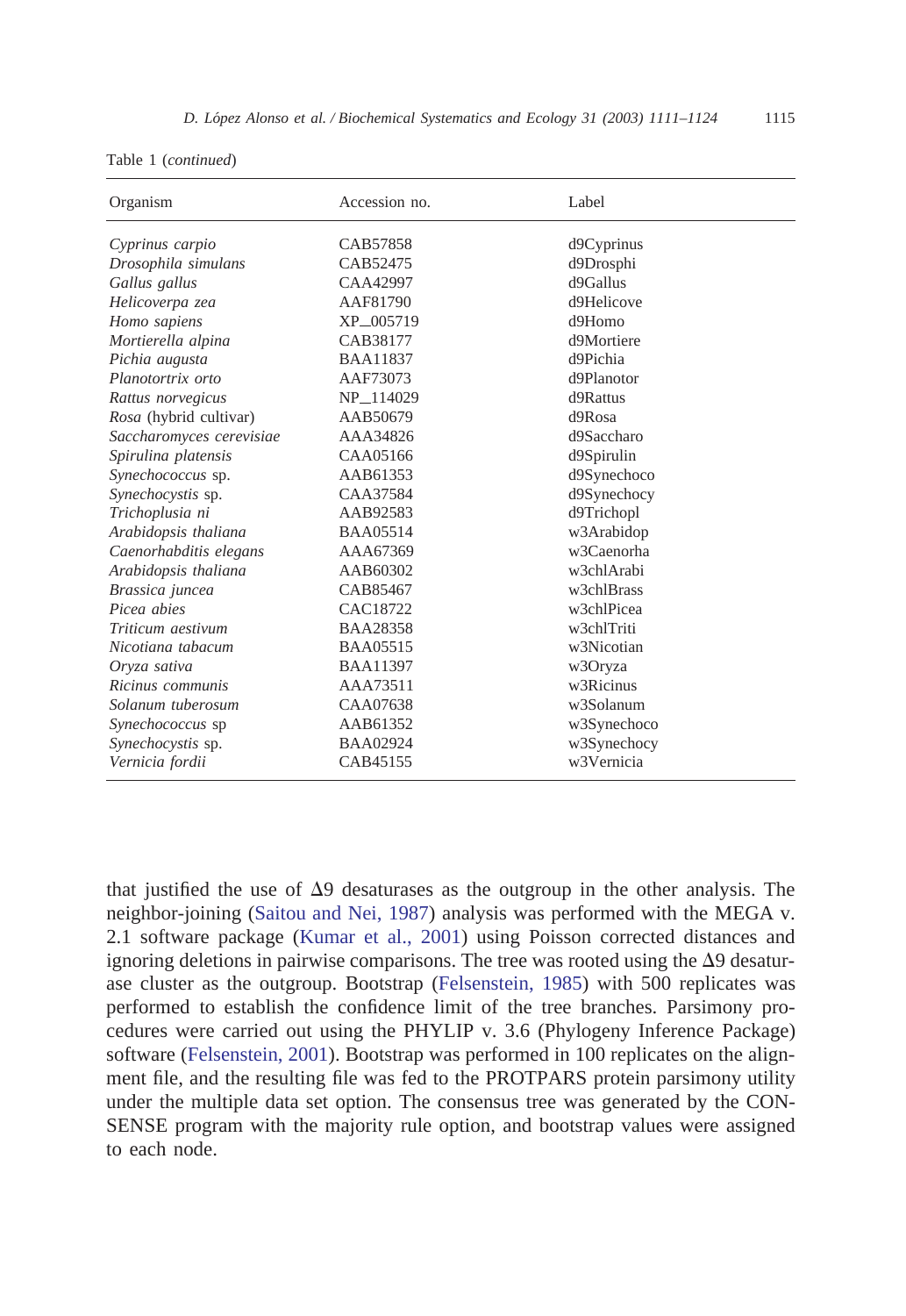Table 1 (*continued*)

| Organism | Accession no. | Label |
|---|---|---|
| *Cyprinus carpio* | CAB57858 | d9Cyprinus |
| *Drosophila simulans* | CAB52475 | d9Drosphi |
| *Gallus gallus* | CAA42997 | d9Gallus |
| *Helicoverpa zea* | AAF81790 | d9Helicove |
| *Homo sapiens* | XP_005719 | d9Homo |
| *Mortierella alpina* | CAB38177 | d9Mortiere |
| *Pichia augusta* | BAA11837 | d9Pichia |
| *Planotortrix orto* | AAF73073 | d9Planotor |
| *Rattus norvegicus* | NP_114029 | d9Rattus |
| *Rosa* (hybrid cultivar) | AAB50679 | d9Rosa |
| *Saccharomyces cerevisiae* | AAA34826 | d9Saccharo |
| *Spirulina platensis* | CAA05166 | d9Spirulin |
| *Synechococcus* sp. | AAB61353 | d9Synechoco |
| *Synechocystis* sp. | CAA37584 | d9Synechocy |
| *Trichoplusia ni* | AAB92583 | d9Trichopl |
| *Arabidopsis thaliana* | BAA05514 | w3Arabidop |
| *Caenorhabditis elegans* | AAA67369 | w3Caenorha |
| *Arabidopsis thaliana* | AAB60302 | w3chlArabi |
| *Brassica juncea* | CAB85467 | w3chlBrass |
| *Picea abies* | CAC18722 | w3chlPicea |
| *Triticum aestivum* | BAA28358 | w3chlTriti |
| *Nicotiana tabacum* | BAA05515 | w3Nicotian |
| *Oryza sativa* | BAA11397 | w3Oryza |
| *Ricinus communis* | AAA73511 | w3Ricinus |
| *Solanum tuberosum* | CAA07638 | w3Solanum |
| *Synechococcus* sp | AAB61352 | w3Synechoco |
| *Synechocystis* sp. | BAA02924 | w3Synechocy |
| *Vernicia fordii* | CAB45155 | w3Vernicia |

that justified the use of Δ9 desaturases as the outgroup in the other analysis. The neighbor-joining (Saitou and Nei, 1987) analysis was performed with the MEGA v. 2.1 software package (Kumar et al., 2001) using Poisson corrected distances and ignoring deletions in pairwise comparisons. The tree was rooted using the Δ9 desaturase cluster as the outgroup. Bootstrap (Felsenstein, 1985) with 500 replicates was performed to establish the confidence limit of the tree branches. Parsimony procedures were carried out using the PHYLIP v. 3.6 (Phylogeny Inference Package) software (Felsenstein, 2001). Bootstrap was performed in 100 replicates on the alignment file, and the resulting file was fed to the PROTPARS protein parsimony utility under the multiple data set option. The consensus tree was generated by the CONSENSE program with the majority rule option, and bootstrap values were assigned to each node.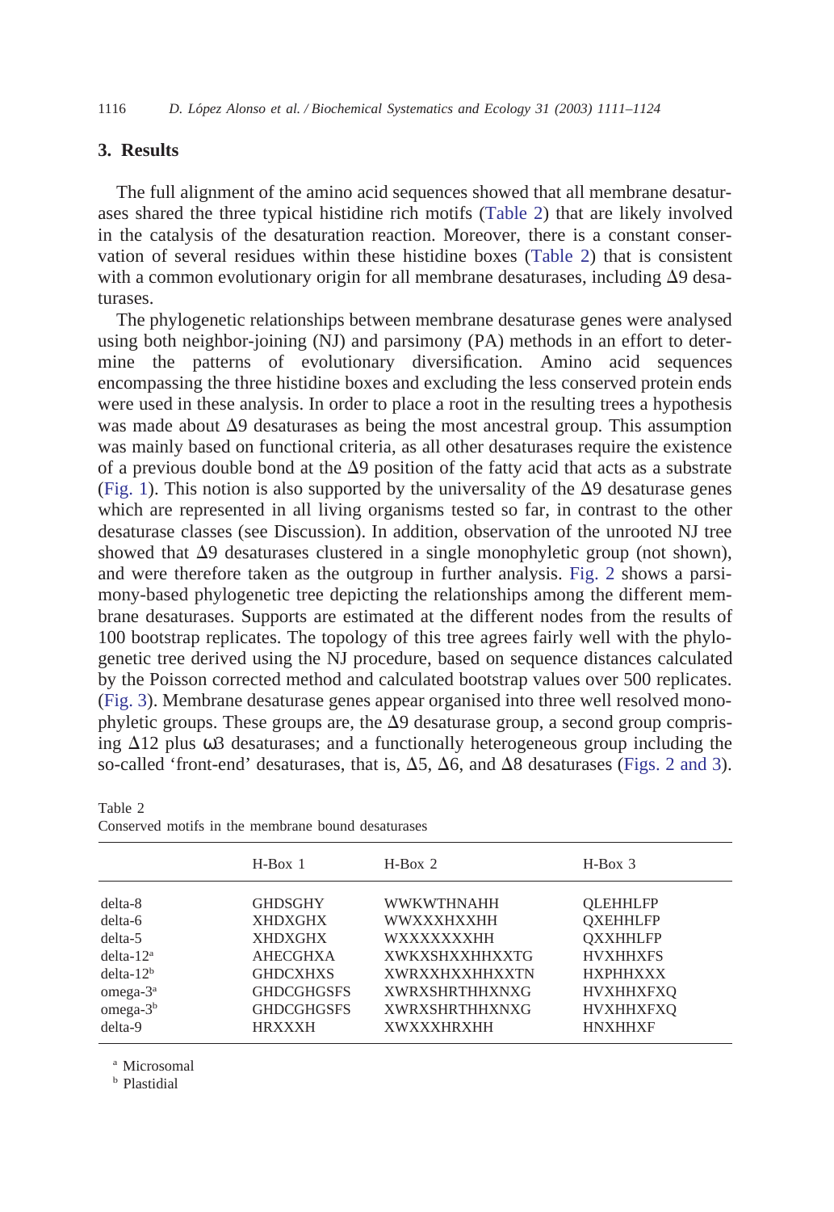## 3. Results

The full alignment of the amino acid sequences showed that all membrane desaturases shared the three typical histidine rich motifs (Table 2) that are likely involved in the catalysis of the desaturation reaction. Moreover, there is a constant conservation of several residues within these histidine boxes (Table 2) that is consistent with a common evolutionary origin for all membrane desaturases, including $\Delta9$ desaturases.

The phylogenetic relationships between membrane desaturase genes were analysed using both neighbor-joining (NJ) and parsimony (PA) methods in an effort to determine the patterns of evolutionary diversification. Amino acid sequences encompassing the three histidine boxes and excluding the less conserved protein ends were used in these analysis. In order to place a root in the resulting trees a hypothesis was made about $\Delta9$ desaturases as being the most ancestral group. This assumption was mainly based on functional criteria, as all other desaturases require the existence of a previous double bond at the $\Delta9$ position of the fatty acid that acts as a substrate (Fig. 1). This notion is also supported by the universality of the $\Delta9$ desaturase genes which are represented in all living organisms tested so far, in contrast to the other desaturase classes (see Discussion). In addition, observation of the unrooted NJ tree showed that $\Delta9$ desaturases clustered in a single monophyletic group (not shown), and were therefore taken as the outgroup in further analysis. Fig. 2 shows a parsimony-based phylogenetic tree depicting the relationships among the different membrane desaturases. Supports are estimated at the different nodes from the results of 100 bootstrap replicates. The topology of this tree agrees fairly well with the phylogenetic tree derived using the NJ procedure, based on sequence distances calculated by the Poisson corrected method and calculated bootstrap values over 500 replicates. (Fig. 3). Membrane desaturase genes appear organised into three well resolved monophyletic groups. These groups are, the $\Delta9$ desaturase group, a second group comprising $\Delta12$ plus $\omega3$ desaturases; and a functionally heterogeneous group including the so-called 'front-end' desaturases, that is, $\Delta5$, $\Delta6$, and $\Delta8$ desaturases (Figs. 2 and 3).

Table 2
Conserved motifs in the membrane bound desaturases

| | H-Box 1 | H-Box 2 | H-Box 3 |
|---|---|---|---|
| delta-8 | GHDSGHY | WWKWTHNAHH | QLEHHLFP |
| delta-6 | XHDXGHX | WWXXXHXXHH | QXEHHLFP |
| delta-5 | XHDXGHX | WXXXXXXXHH | QXXHHLFP |
| delta-12[a] | AHECGHXA | XWKXSHXXHHXXTG | HVXHHXFS |
| delta-12[b] | GHDCXHXS | XWRXXHXXHHXXTN | HXPHHXXX |
| omega-3[a] | GHDCGHGSFS | XWRXSHRTHHXNXG | HVXHHXFXQ |
| omega-3[b] | GHDCGHGSFS | XWRXSHRTHHXNXG | HVXHHXFXQ |
| delta-9 | HRXXXH | XWXXXHRXHH | HNXHHXF |

[a] Microsomal

[b] Plastidial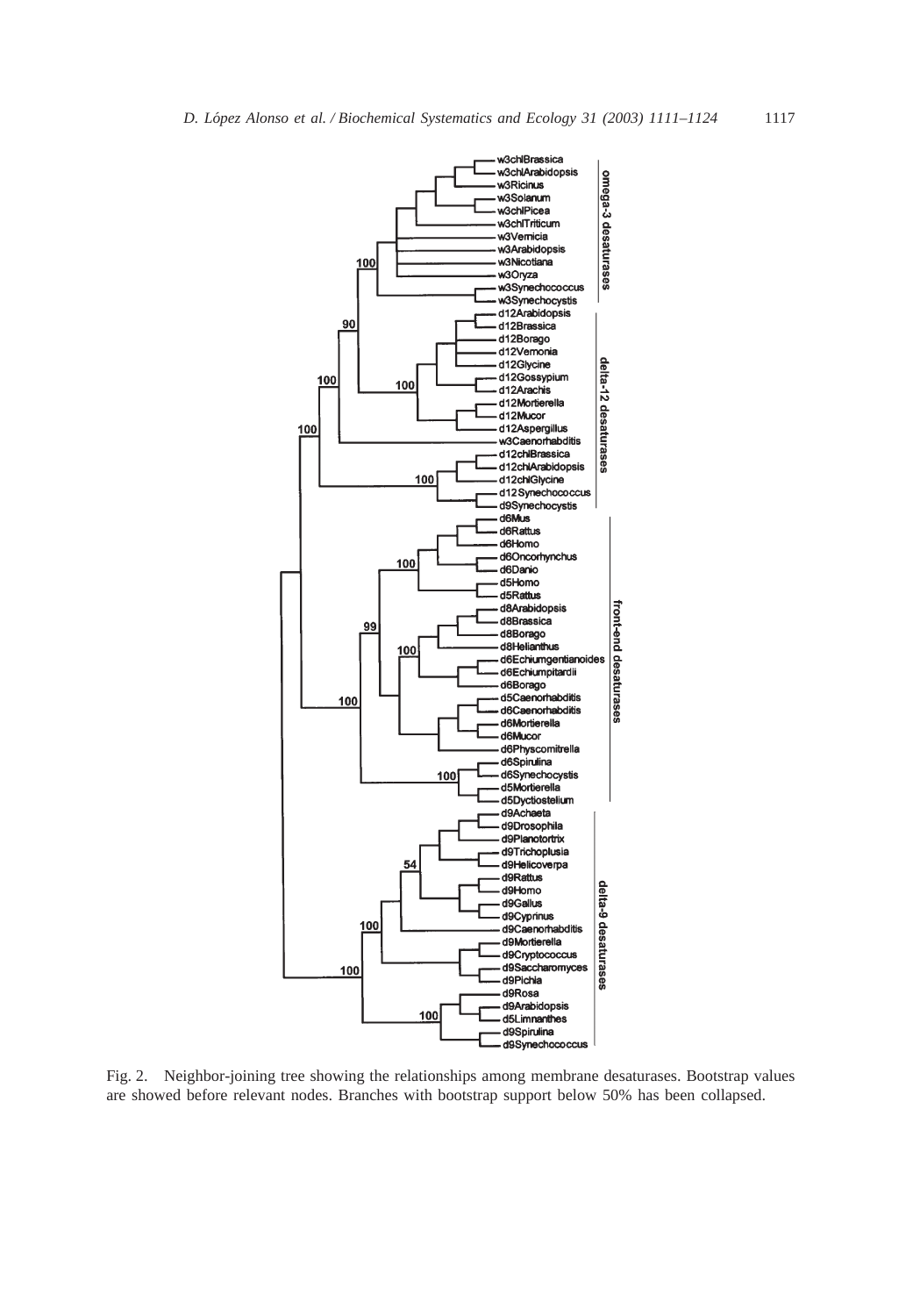Fig. 2. Neighbor-joining tree showing the relationships among membrane desaturases. Bootstrap values are showed before relevant nodes. Branches with bootstrap support below 50% has been collapsed.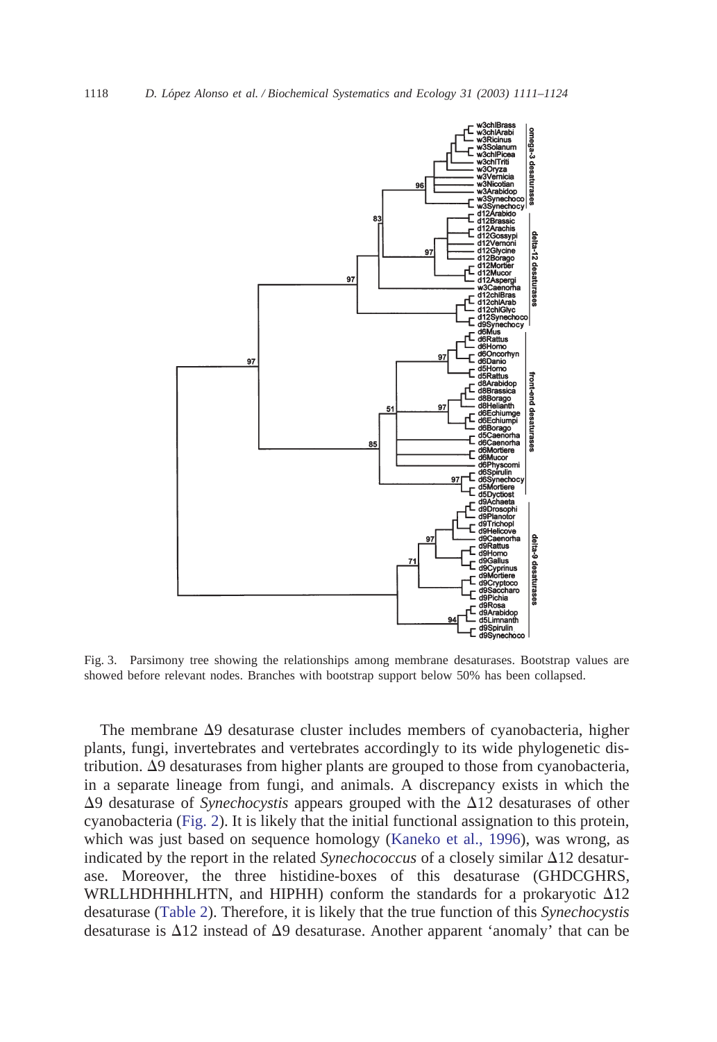Fig. 3. Parsimony tree showing the relationships among membrane desaturases. Bootstrap values are showed before relevant nodes. Branches with bootstrap support below 50% has been collapsed.

The membrane Δ9 desaturase cluster includes members of cyanobacteria, higher plants, fungi, invertebrates and vertebrates accordingly to its wide phylogenetic distribution. Δ9 desaturases from higher plants are grouped to those from cyanobacteria, in a separate lineage from fungi, and animals. A discrepancy exists in which the Δ9 desaturase of *Synechocystis* appears grouped with the Δ12 desaturases of other cyanobacteria (Fig. 2). It is likely that the initial functional assignation to this protein, which was just based on sequence homology (Kaneko et al., 1996), was wrong, as indicated by the report in the related *Synechococcus* of a closely similar Δ12 desaturase. Moreover, the three histidine-boxes of this desaturase (GHDCGHRS, WRLLHDHHHLHTN, and HIPHH) conform the standards for a prokaryotic Δ12 desaturase (Table 2). Therefore, it is likely that the true function of this *Synechocystis* desaturase is Δ12 instead of Δ9 desaturase. Another apparent 'anomaly' that can be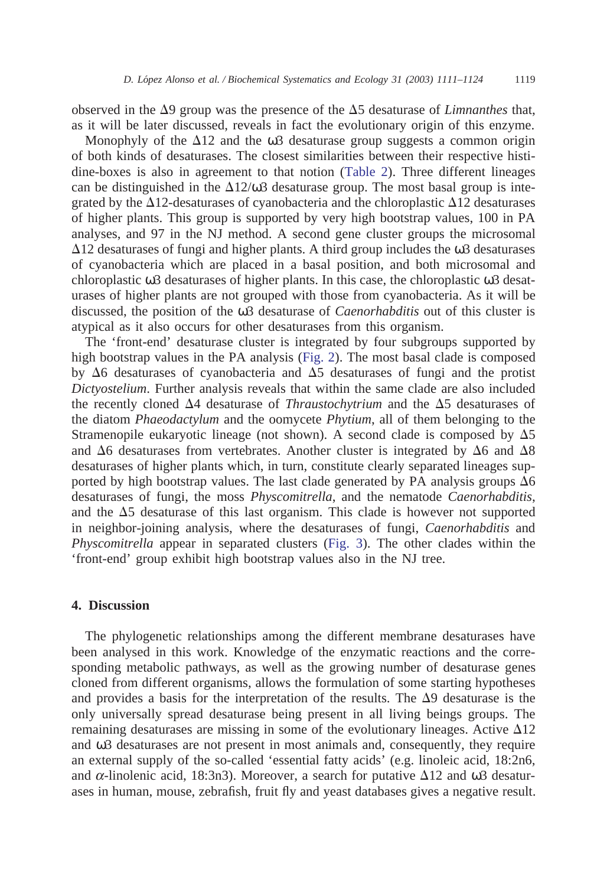observed in the Δ9 group was the presence of the Δ5 desaturase of *Limnanthes* that, as it will be later discussed, reveals in fact the evolutionary origin of this enzyme.

Monophyly of the Δ12 and the ω3 desaturase group suggests a common origin of both kinds of desaturases. The closest similarities between their respective histidine-boxes is also in agreement to that notion (Table 2). Three different lineages can be distinguished in the Δ12/ω3 desaturase group. The most basal group is integrated by the Δ12-desaturases of cyanobacteria and the chloroplastic Δ12 desaturases of higher plants. This group is supported by very high bootstrap values, 100 in PA analyses, and 97 in the NJ method. A second gene cluster groups the microsomal Δ12 desaturases of fungi and higher plants. A third group includes the ω3 desaturases of cyanobacteria which are placed in a basal position, and both microsomal and chloroplastic ω3 desaturases of higher plants. In this case, the chloroplastic ω3 desaturases of higher plants are not grouped with those from cyanobacteria. As it will be discussed, the position of the ω3 desaturase of *Caenorhabditis* out of this cluster is atypical as it also occurs for other desaturases from this organism.

The 'front-end' desaturase cluster is integrated by four subgroups supported by high bootstrap values in the PA analysis (Fig. 2). The most basal clade is composed by Δ6 desaturases of cyanobacteria and Δ5 desaturases of fungi and the protist *Dictyostelium*. Further analysis reveals that within the same clade are also included the recently cloned Δ4 desaturase of *Thraustochytrium* and the Δ5 desaturases of the diatom *Phaeodactylum* and the oomycete *Phytium*, all of them belonging to the Stramenopile eukaryotic lineage (not shown). A second clade is composed by Δ5 and Δ6 desaturases from vertebrates. Another cluster is integrated by Δ6 and Δ8 desaturases of higher plants which, in turn, constitute clearly separated lineages supported by high bootstrap values. The last clade generated by PA analysis groups Δ6 desaturases of fungi, the moss *Physcomitrella*, and the nematode *Caenorhabditis*, and the Δ5 desaturase of this last organism. This clade is however not supported in neighbor-joining analysis, where the desaturases of fungi, *Caenorhabditis* and *Physcomitrella* appear in separated clusters (Fig. 3). The other clades within the 'front-end' group exhibit high bootstrap values also in the NJ tree.

## 4. Discussion

The phylogenetic relationships among the different membrane desaturases have been analysed in this work. Knowledge of the enzymatic reactions and the corresponding metabolic pathways, as well as the growing number of desaturase genes cloned from different organisms, allows the formulation of some starting hypotheses and provides a basis for the interpretation of the results. The Δ9 desaturase is the only universally spread desaturase being present in all living beings groups. The remaining desaturases are missing in some of the evolutionary lineages. Active Δ12 and ω3 desaturases are not present in most animals and, consequently, they require an external supply of the so-called 'essential fatty acids' (e.g. linoleic acid, 18:2n6, and $\alpha$-linolenic acid, 18:3n3). Moreover, a search for putative Δ12 and ω3 desaturases in human, mouse, zebrafish, fruit fly and yeast databases gives a negative result.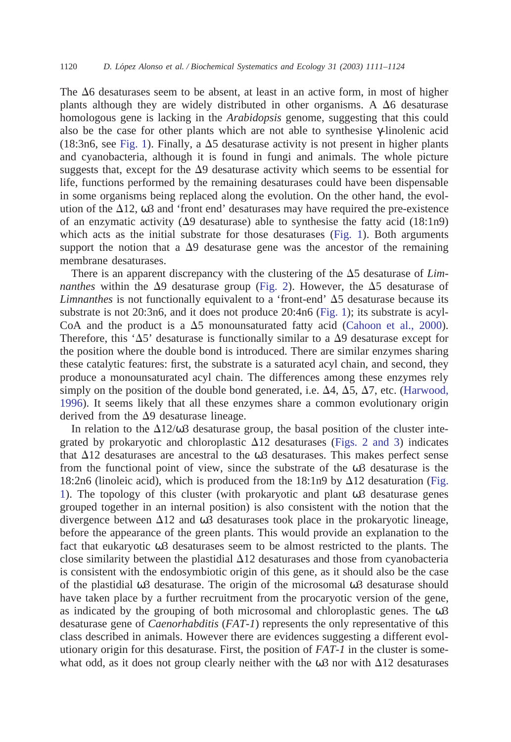The Δ6 desaturases seem to be absent, at least in an active form, in most of higher plants although they are widely distributed in other organisms. A Δ6 desaturase homologous gene is lacking in the *Arabidopsis* genome, suggesting that this could also be the case for other plants which are not able to synthesise γ-linolenic acid (18:3n6, see Fig. 1). Finally, a Δ5 desaturase activity is not present in higher plants and cyanobacteria, although it is found in fungi and animals. The whole picture suggests that, except for the Δ9 desaturase activity which seems to be essential for life, functions performed by the remaining desaturases could have been dispensable in some organisms being replaced along the evolution. On the other hand, the evolution of the Δ12, ω3 and 'front end' desaturases may have required the pre-existence of an enzymatic activity (Δ9 desaturase) able to synthesise the fatty acid (18:1n9) which acts as the initial substrate for those desaturases (Fig. 1). Both arguments support the notion that a Δ9 desaturase gene was the ancestor of the remaining membrane desaturases.

There is an apparent discrepancy with the clustering of the Δ5 desaturase of *Limnanthes* within the Δ9 desaturase group (Fig. 2). However, the Δ5 desaturase of *Limnanthes* is not functionally equivalent to a 'front-end' Δ5 desaturase because its substrate is not 20:3n6, and it does not produce 20:4n6 (Fig. 1); its substrate is acyl-CoA and the product is a Δ5 monounsaturated fatty acid (Cahoon et al., 2000). Therefore, this 'Δ5' desaturase is functionally similar to a Δ9 desaturase except for the position where the double bond is introduced. There are similar enzymes sharing these catalytic features: first, the substrate is a saturated acyl chain, and second, they produce a monounsaturated acyl chain. The differences among these enzymes rely simply on the position of the double bond generated, i.e. Δ4, Δ5, Δ7, etc. (Harwood, 1996). It seems likely that all these enzymes share a common evolutionary origin derived from the Δ9 desaturase lineage.

In relation to the Δ12/ω3 desaturase group, the basal position of the cluster integrated by prokaryotic and chloroplastic Δ12 desaturases (Figs. 2 and 3) indicates that Δ12 desaturases are ancestral to the ω3 desaturases. This makes perfect sense from the functional point of view, since the substrate of the ω3 desaturase is the 18:2n6 (linoleic acid), which is produced from the 18:1n9 by Δ12 desaturation (Fig. 1). The topology of this cluster (with prokaryotic and plant ω3 desaturase genes grouped together in an internal position) is also consistent with the notion that the divergence between Δ12 and ω3 desaturases took place in the prokaryotic lineage, before the appearance of the green plants. This would provide an explanation to the fact that eukaryotic ω3 desaturases seem to be almost restricted to the plants. The close similarity between the plastidial Δ12 desaturases and those from cyanobacteria is consistent with the endosymbiotic origin of this gene, as it should also be the case of the plastidial ω3 desaturase. The origin of the microsomal ω3 desaturase should have taken place by a further recruitment from the procaryotic version of the gene, as indicated by the grouping of both microsomal and chloroplastic genes. The ω3 desaturase gene of *Caenorhabditis* (*FAT-1*) represents the only representative of this class described in animals. However there are evidences suggesting a different evolutionary origin for this desaturase. First, the position of *FAT-1* in the cluster is somewhat odd, as it does not group clearly neither with the ω3 nor with Δ12 desaturases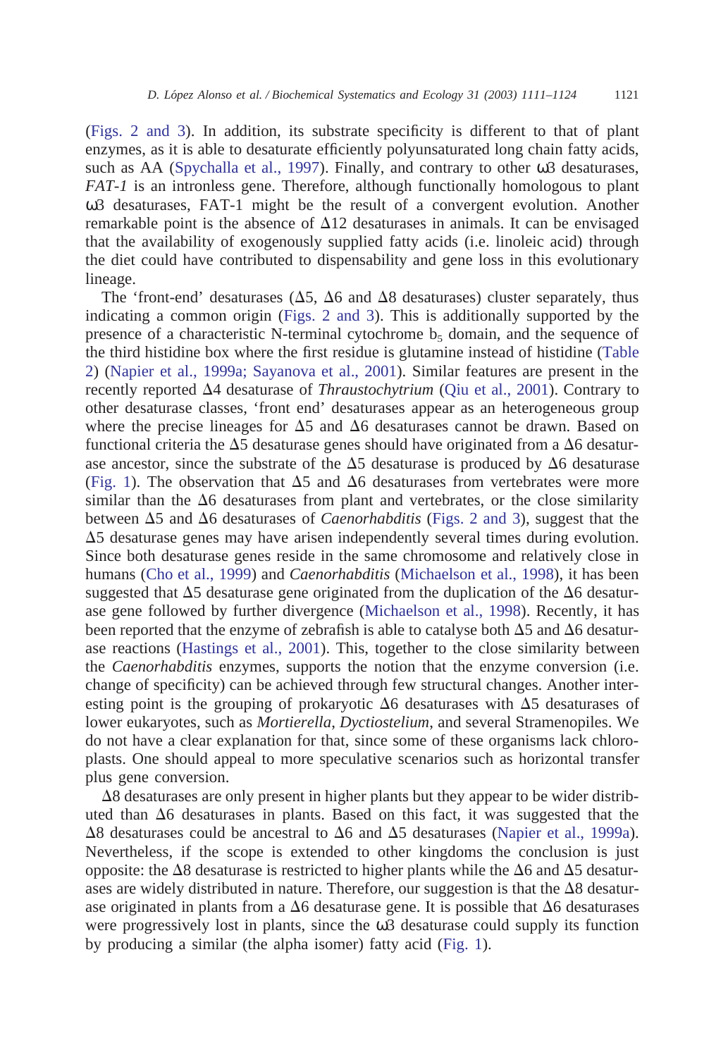(Figs. 2 and 3). In addition, its substrate specificity is different to that of plant enzymes, as it is able to desaturate efficiently polyunsaturated long chain fatty acids, such as AA (Spychalla et al., 1997). Finally, and contrary to other ω3 desaturases, *FAT-1* is an intronless gene. Therefore, although functionally homologous to plant ω3 desaturases, FAT-1 might be the result of a convergent evolution. Another remarkable point is the absence of Δ12 desaturases in animals. It can be envisaged that the availability of exogenously supplied fatty acids (i.e. linoleic acid) through the diet could have contributed to dispensability and gene loss in this evolutionary lineage.

The 'front-end' desaturases (Δ5, Δ6 and Δ8 desaturases) cluster separately, thus indicating a common origin (Figs. 2 and 3). This is additionally supported by the presence of a characteristic N-terminal cytochrome $b_5$ domain, and the sequence of the third histidine box where the first residue is glutamine instead of histidine (Table 2) (Napier et al., 1999a; Sayanova et al., 2001). Similar features are present in the recently reported Δ4 desaturase of *Thraustochytrium* (Qiu et al., 2001). Contrary to other desaturase classes, 'front end' desaturases appear as an heterogeneous group where the precise lineages for Δ5 and Δ6 desaturases cannot be drawn. Based on functional criteria the Δ5 desaturase genes should have originated from a Δ6 desaturase ancestor, since the substrate of the Δ5 desaturase is produced by Δ6 desaturase (Fig. 1). The observation that Δ5 and Δ6 desaturases from vertebrates were more similar than the Δ6 desaturases from plant and vertebrates, or the close similarity between Δ5 and Δ6 desaturases of *Caenorhabditis* (Figs. 2 and 3), suggest that the Δ5 desaturase genes may have arisen independently several times during evolution. Since both desaturase genes reside in the same chromosome and relatively close in humans (Cho et al., 1999) and *Caenorhabditis* (Michaelson et al., 1998), it has been suggested that Δ5 desaturase gene originated from the duplication of the Δ6 desaturase gene followed by further divergence (Michaelson et al., 1998). Recently, it has been reported that the enzyme of zebrafish is able to catalyse both Δ5 and Δ6 desaturase reactions (Hastings et al., 2001). This, together to the close similarity between the *Caenorhabditis* enzymes, supports the notion that the enzyme conversion (i.e. change of specificity) can be achieved through few structural changes. Another interesting point is the grouping of prokaryotic Δ6 desaturases with Δ5 desaturases of lower eukaryotes, such as *Mortierella*, *Dyctiostelium*, and several Stramenopiles. We do not have a clear explanation for that, since some of these organisms lack chloroplasts. One should appeal to more speculative scenarios such as horizontal transfer plus gene conversion.

Δ8 desaturases are only present in higher plants but they appear to be wider distributed than Δ6 desaturases in plants. Based on this fact, it was suggested that the Δ8 desaturases could be ancestral to Δ6 and Δ5 desaturases (Napier et al., 1999a). Nevertheless, if the scope is extended to other kingdoms the conclusion is just opposite: the Δ8 desaturase is restricted to higher plants while the Δ6 and Δ5 desaturases are widely distributed in nature. Therefore, our suggestion is that the Δ8 desaturase originated in plants from a Δ6 desaturase gene. It is possible that Δ6 desaturases were progressively lost in plants, since the ω3 desaturase could supply its function by producing a similar (the alpha isomer) fatty acid (Fig. 1).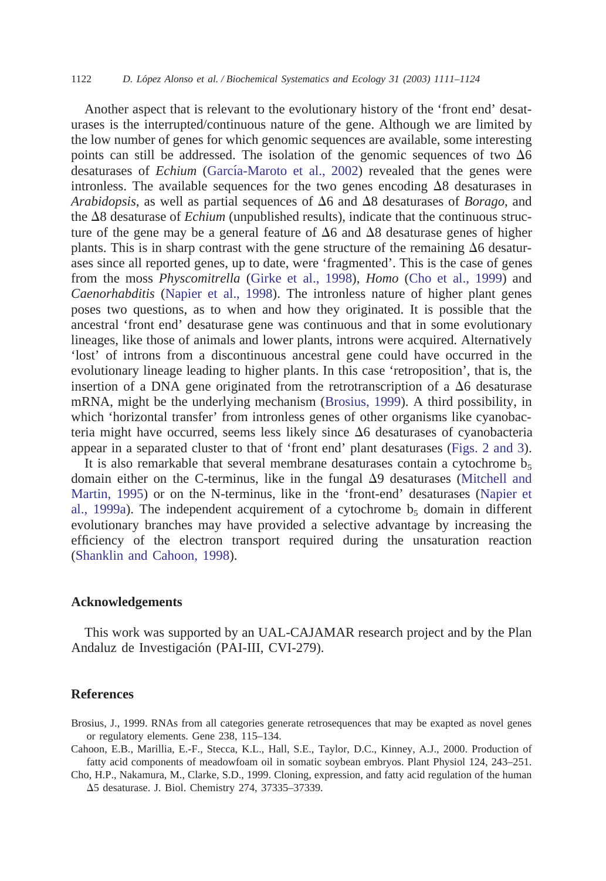Another aspect that is relevant to the evolutionary history of the 'front end' desaturases is the interrupted/continuous nature of the gene. Although we are limited by the low number of genes for which genomic sequences are available, some interesting points can still be addressed. The isolation of the genomic sequences of two Δ6 desaturases of *Echium* (García-Maroto et al., 2002) revealed that the genes were intronless. The available sequences for the two genes encoding Δ8 desaturases in *Arabidopsis*, as well as partial sequences of Δ6 and Δ8 desaturases of *Borago*, and the Δ8 desaturase of *Echium* (unpublished results), indicate that the continuous structure of the gene may be a general feature of Δ6 and Δ8 desaturase genes of higher plants. This is in sharp contrast with the gene structure of the remaining Δ6 desaturases since all reported genes, up to date, were 'fragmented'. This is the case of genes from the moss *Physcomitrella* (Girke et al., 1998), *Homo* (Cho et al., 1999) and *Caenorhabditis* (Napier et al., 1998). The intronless nature of higher plant genes poses two questions, as to when and how they originated. It is possible that the ancestral 'front end' desaturase gene was continuous and that in some evolutionary lineages, like those of animals and lower plants, introns were acquired. Alternatively 'lost' of introns from a discontinuous ancestral gene could have occurred in the evolutionary lineage leading to higher plants. In this case 'retroposition', that is, the insertion of a DNA gene originated from the retrotranscription of a Δ6 desaturase mRNA, might be the underlying mechanism (Brosius, 1999). A third possibility, in which 'horizontal transfer' from intronless genes of other organisms like cyanobacteria might have occurred, seems less likely since Δ6 desaturases of cyanobacteria appear in a separated cluster to that of 'front end' plant desaturases (Figs. 2 and 3).

It is also remarkable that several membrane desaturases contain a cytochrome $b_5$ domain either on the C-terminus, like in the fungal Δ9 desaturases (Mitchell and Martin, 1995) or on the N-terminus, like in the 'front-end' desaturases (Napier et al., 1999a). The independent acquirement of a cytochrome $b_5$ domain in different evolutionary branches may have provided a selective advantage by increasing the efficiency of the electron transport required during the unsaturation reaction (Shanklin and Cahoon, 1998).

## Acknowledgements

This work was supported by an UAL-CAJAMAR research project and by the Plan Andaluz de Investigación (PAI-III, CVI-279).

## References

Brosius, J., 1999. RNAs from all categories generate retrosequences that may be exapted as novel genes or regulatory elements. Gene 238, 115–134.

Cahoon, E.B., Marillia, E.-F., Stecca, K.L., Hall, S.E., Taylor, D.C., Kinney, A.J., 2000. Production of fatty acid components of meadowfoam oil in somatic soybean embryos. Plant Physiol 124, 243–251.

Cho, H.P., Nakamura, M., Clarke, S.D., 1999. Cloning, expression, and fatty acid regulation of the human Δ5 desaturase. J. Biol. Chemistry 274, 37335–37339.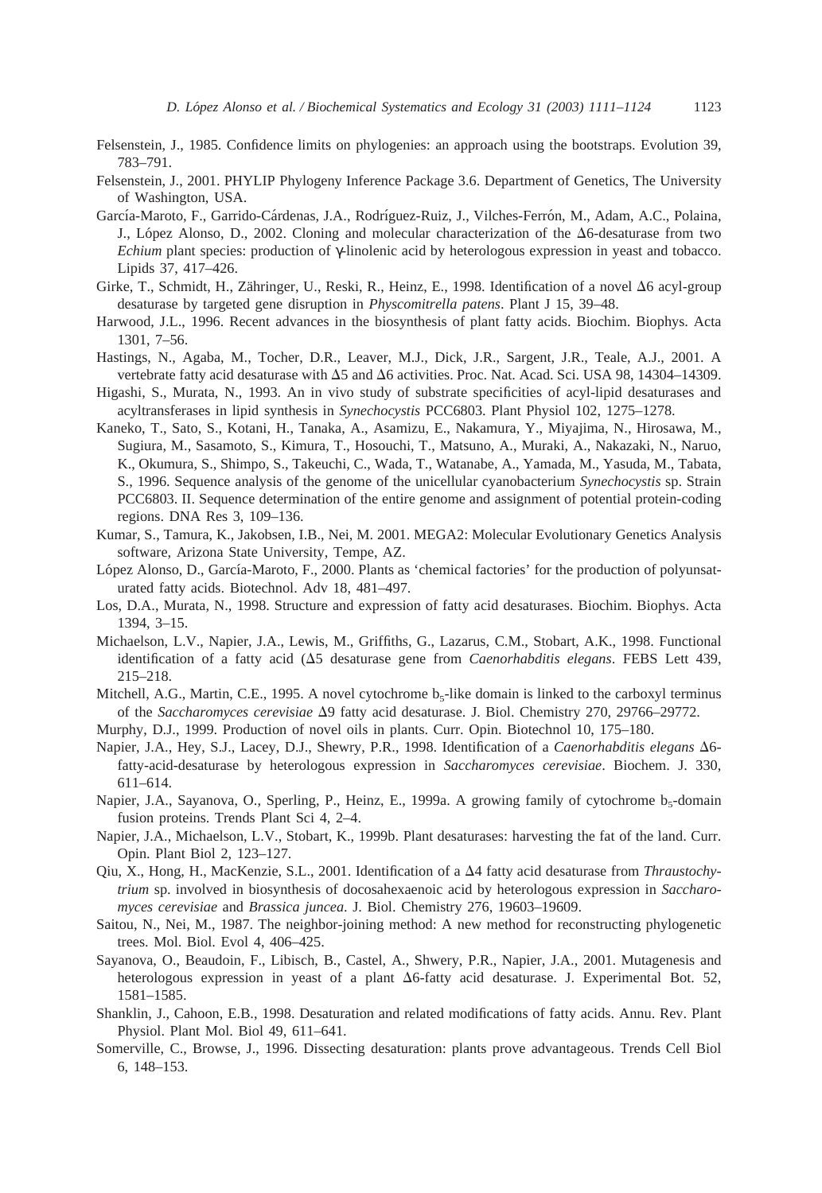Felsenstein, J., 1985. Confidence limits on phylogenies: an approach using the bootstraps. Evolution 39, 783–791.

Felsenstein, J., 2001. PHYLIP Phylogeny Inference Package 3.6. Department of Genetics, The University of Washington, USA.

García-Maroto, F., Garrido-Cárdenas, J.A., Rodríguez-Ruiz, J., Vilches-Ferrón, M., Adam, A.C., Polaina, J., López Alonso, D., 2002. Cloning and molecular characterization of the Δ6-desaturase from two *Echium* plant species: production of γ-linolenic acid by heterologous expression in yeast and tobacco. Lipids 37, 417–426.

Girke, T., Schmidt, H., Zähringer, U., Reski, R., Heinz, E., 1998. Identification of a novel Δ6 acyl-group desaturase by targeted gene disruption in *Physcomitrella patens*. Plant J 15, 39–48.

Harwood, J.L., 1996. Recent advances in the biosynthesis of plant fatty acids. Biochim. Biophys. Acta 1301, 7–56.

Hastings, N., Agaba, M., Tocher, D.R., Leaver, M.J., Dick, J.R., Sargent, J.R., Teale, A.J., 2001. A vertebrate fatty acid desaturase with Δ5 and Δ6 activities. Proc. Nat. Acad. Sci. USA 98, 14304–14309.

Higashi, S., Murata, N., 1993. An in vivo study of substrate specificities of acyl-lipid desaturases and acyltransferases in lipid synthesis in *Synechocystis* PCC6803. Plant Physiol 102, 1275–1278.

Kaneko, T., Sato, S., Kotani, H., Tanaka, A., Asamizu, E., Nakamura, Y., Miyajima, N., Hirosawa, M., Sugiura, M., Sasamoto, S., Kimura, T., Hosouchi, T., Matsuno, A., Muraki, A., Nakazaki, N., Naruo, K., Okumura, S., Shimpo, S., Takeuchi, C., Wada, T., Watanabe, A., Yamada, M., Yasuda, M., Tabata, S., 1996. Sequence analysis of the genome of the unicellular cyanobacterium *Synechocystis* sp. Strain PCC6803. II. Sequence determination of the entire genome and assignment of potential protein-coding regions. DNA Res 3, 109–136.

Kumar, S., Tamura, K., Jakobsen, I.B., Nei, M. 2001. MEGA2: Molecular Evolutionary Genetics Analysis software, Arizona State University, Tempe, AZ.

López Alonso, D., García-Maroto, F., 2000. Plants as 'chemical factories' for the production of polyunsaturated fatty acids. Biotechnol. Adv 18, 481–497.

Los, D.A., Murata, N., 1998. Structure and expression of fatty acid desaturases. Biochim. Biophys. Acta 1394, 3–15.

Michaelson, L.V., Napier, J.A., Lewis, M., Griffiths, G., Lazarus, C.M., Stobart, A.K., 1998. Functional identification of a fatty acid (Δ5 desaturase gene from *Caenorhabditis elegans*. FEBS Lett 439, 215–218.

Mitchell, A.G., Martin, C.E., 1995. A novel cytochrome $b_5$-like domain is linked to the carboxyl terminus of the *Saccharomyces cerevisiae* Δ9 fatty acid desaturase. J. Biol. Chemistry 270, 29766–29772.

Murphy, D.J., 1999. Production of novel oils in plants. Curr. Opin. Biotechnol 10, 175–180.

Napier, J.A., Hey, S.J., Lacey, D.J., Shewry, P.R., 1998. Identification of a *Caenorhabditis elegans* Δ6-fatty-acid-desaturase by heterologous expression in *Saccharomyces cerevisiae*. Biochem. J. 330, 611–614.

Napier, J.A., Sayanova, O., Sperling, P., Heinz, E., 1999a. A growing family of cytochrome $b_5$-domain fusion proteins. Trends Plant Sci 4, 2–4.

Napier, J.A., Michaelson, L.V., Stobart, K., 1999b. Plant desaturases: harvesting the fat of the land. Curr. Opin. Plant Biol 2, 123–127.

Qiu, X., Hong, H., MacKenzie, S.L., 2001. Identification of a Δ4 fatty acid desaturase from *Thraustochytrium* sp. involved in biosynthesis of docosahexaenoic acid by heterologous expression in *Saccharomyces cerevisiae* and *Brassica juncea*. J. Biol. Chemistry 276, 19603–19609.

Saitou, N., Nei, M., 1987. The neighbor-joining method: A new method for reconstructing phylogenetic trees. Mol. Biol. Evol 4, 406–425.

Sayanova, O., Beaudoin, F., Libisch, B., Castel, A., Shwery, P.R., Napier, J.A., 2001. Mutagenesis and heterologous expression in yeast of a plant Δ6-fatty acid desaturase. J. Experimental Bot. 52, 1581–1585.

Shanklin, J., Cahoon, E.B., 1998. Desaturation and related modifications of fatty acids. Annu. Rev. Plant Physiol. Plant Mol. Biol 49, 611–641.

Somerville, C., Browse, J., 1996. Dissecting desaturation: plants prove advantageous. Trends Cell Biol 6, 148–153.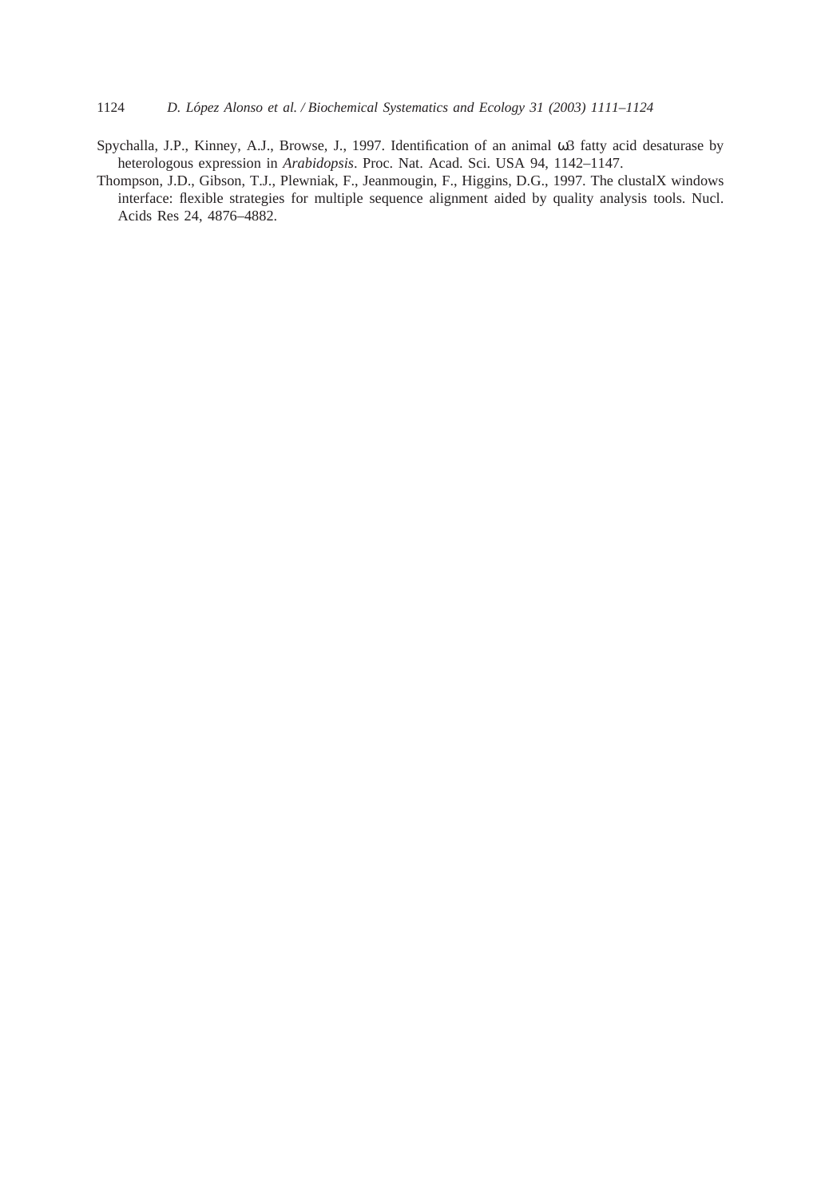Spychalla, J.P., Kinney, A.J., Browse, J., 1997. Identification of an animal ω3 fatty acid desaturase by heterologous expression in *Arabidopsis*. Proc. Nat. Acad. Sci. USA 94, 1142–1147.

Thompson, J.D., Gibson, T.J., Plewniak, F., Jeanmougin, F., Higgins, D.G., 1997. The clustalX windows interface: flexible strategies for multiple sequence alignment aided by quality analysis tools. Nucl. Acids Res 24, 4876–4882.